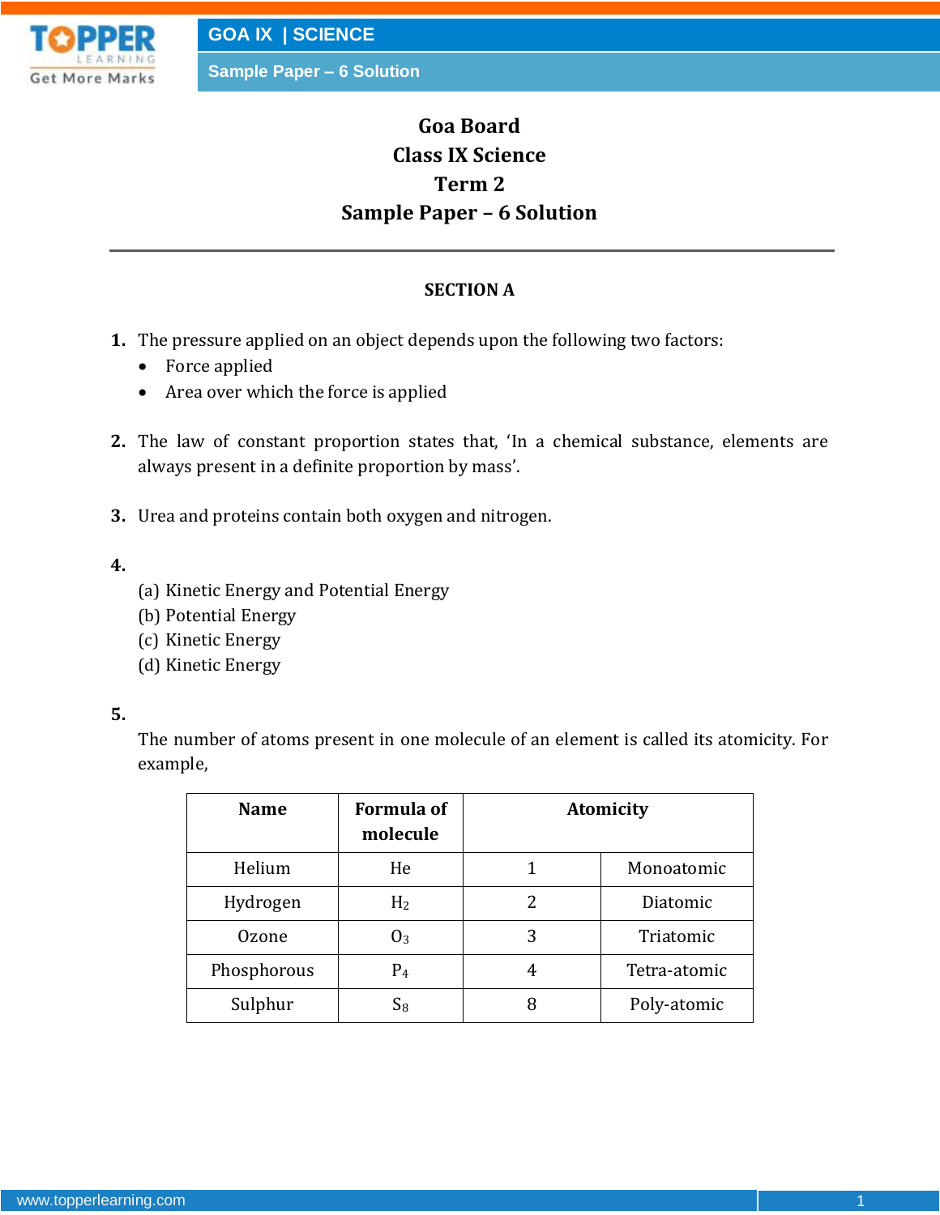# Goa Board
# Class IX Science
# Term 2
# Sample Paper – 6 Solution

---

### SECTION A

**1.** The pressure applied on an object depends upon the following two factors:

- Force applied
- Area over which the force is applied

**2.** The law of constant proportion states that, 'In a chemical substance, elements are always present in a definite proportion by mass'.

**3.** Urea and proteins contain both oxygen and nitrogen.

**4.**

(a) Kinetic Energy and Potential Energy
(b) Potential Energy
(c) Kinetic Energy
(d) Kinetic Energy

**5.**

The number of atoms present in one molecule of an element is called its atomicity. For example,

| Name | Formula of molecule | Atomicity | |
|---|---|---|---|
| Helium | He | 1 | Monoatomic |
| Hydrogen | $H_2$ | 2 | Diatomic |
| Ozone | $O_3$ | 3 | Triatomic |
| Phosphorous | $P_4$ | 4 | Tetra-atomic |
| Sulphur | $S_8$ | 8 | Poly-atomic |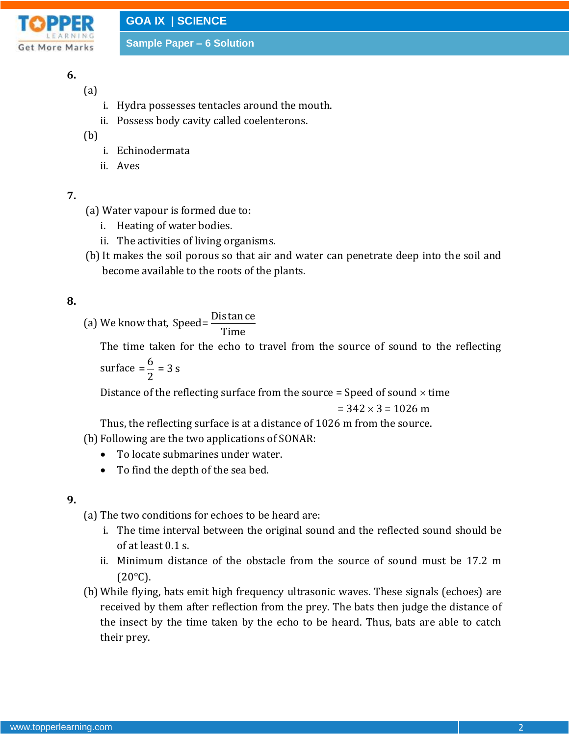**6.**

(a)

i. Hydra possesses tentacles around the mouth.

ii. Possess body cavity called coelenterons.

(b)

i. Echinodermata

ii. Aves

**7.**

(a) Water vapour is formed due to:

i. Heating of water bodies.

ii. The activities of living organisms.

(b) It makes the soil porous so that air and water can penetrate deep into the soil and become available to the roots of the plants.

**8.**

(a) We know that, $\text{Speed} = \frac{\text{Distance}}{\text{Time}}$

The time taken for the echo to travel from the source of sound to the reflecting surface $= \frac{6}{2} = 3\text{ s}$

Distance of the reflecting surface from the source = Speed of sound × time

$= 342 \times 3 = 1026\text{ m}$

Thus, the reflecting surface is at a distance of 1026 m from the source.

(b) Following are the two applications of SONAR:

- To locate submarines under water.
- To find the depth of the sea bed.

**9.**

(a) The two conditions for echoes to be heard are:

i. The time interval between the original sound and the reflected sound should be of at least 0.1 s.

ii. Minimum distance of the obstacle from the source of sound must be 17.2 m (20°C).

(b) While flying, bats emit high frequency ultrasonic waves. These signals (echoes) are received by them after reflection from the prey. The bats then judge the distance of the insect by the time taken by the echo to be heard. Thus, bats are able to catch their prey.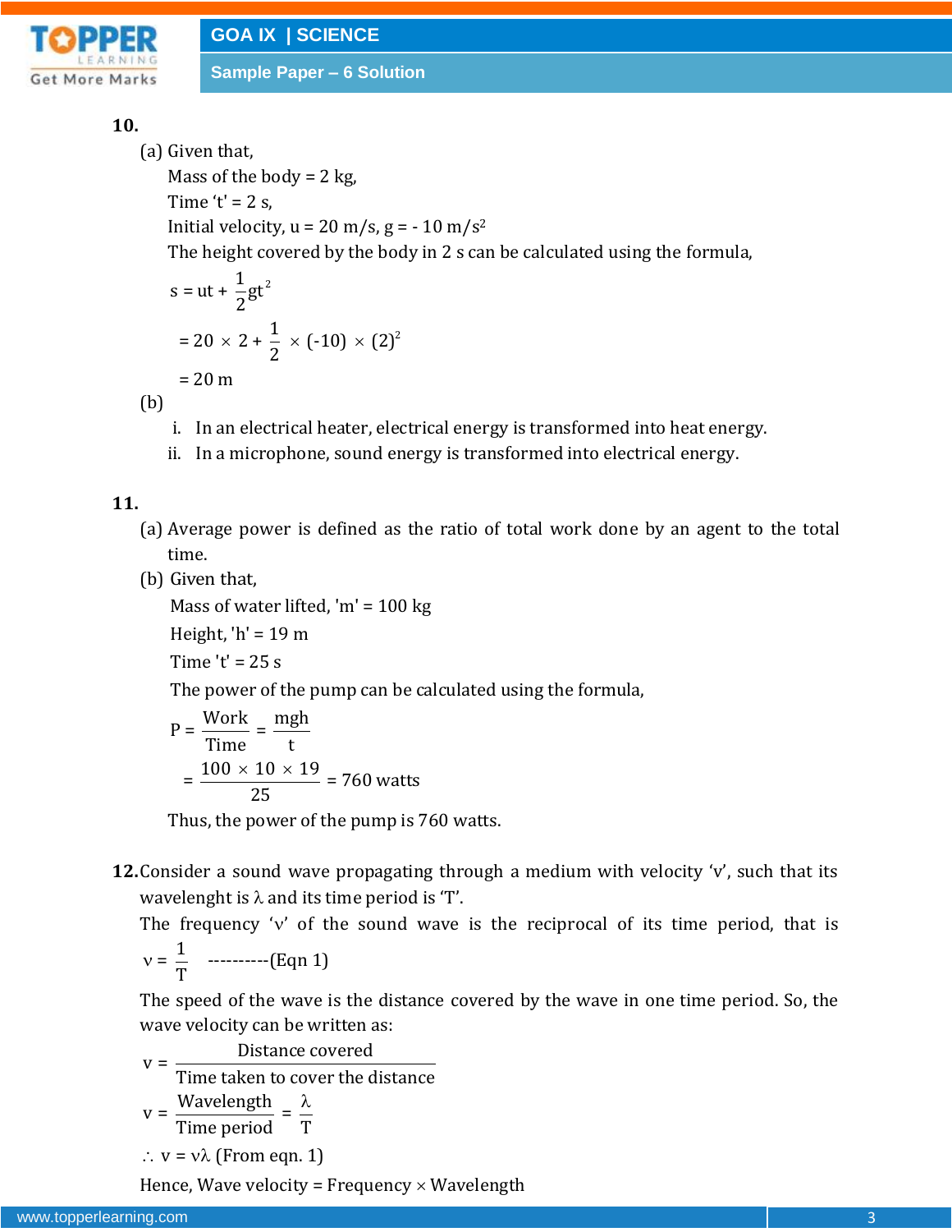**10.**

(a) Given that,

Mass of the body = 2 kg,

Time 't' = 2 s,

Initial velocity, u = 20 m/s, g = - 10 m/s$^2$

The height covered by the body in 2 s can be calculated using the formula,

$$s = ut + \frac{1}{2}gt^2$$

$$= 20 \times 2 + \frac{1}{2} \times (-10) \times (2)^2$$

$$= 20 \text{ m}$$

(b)

i. In an electrical heater, electrical energy is transformed into heat energy.
ii. In a microphone, sound energy is transformed into electrical energy.

**11.**

(a) Average power is defined as the ratio of total work done by an agent to the total time.

(b) Given that,

Mass of water lifted, 'm' = 100 kg

Height, 'h' = 19 m

Time 't' = 25 s

The power of the pump can be calculated using the formula,

$$P = \frac{\text{Work}}{\text{Time}} = \frac{mgh}{t}$$

$$= \frac{100 \times 10 \times 19}{25} = 760 \text{ watts}$$

Thus, the power of the pump is 760 watts.

**12.** Consider a sound wave propagating through a medium with velocity 'v', such that its wavelenght is $\lambda$ and its time period is 'T'.

The frequency '$\nu$' of the sound wave is the reciprocal of its time period, that is

$$\nu = \frac{1}{T} \quad \text{----------(Eqn 1)}$$

The speed of the wave is the distance covered by the wave in one time period. So, the wave velocity can be written as:

$$v = \frac{\text{Distance covered}}{\text{Time taken to cover the distance}}$$

$$v = \frac{\text{Wavelength}}{\text{Time period}} = \frac{\lambda}{T}$$

$\therefore$ $v = \nu\lambda$ (From eqn. 1)

Hence, Wave velocity = Frequency $\times$ Wavelength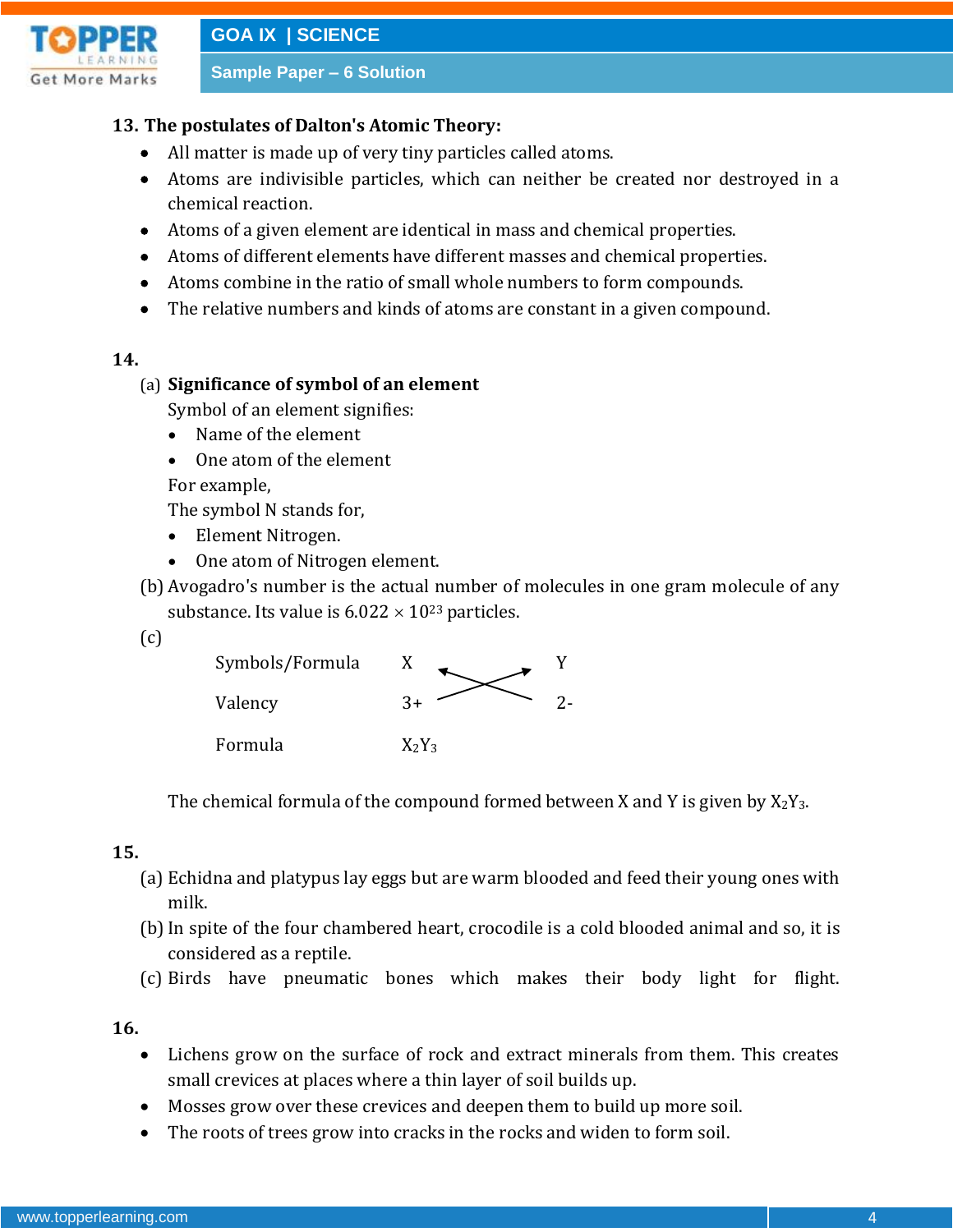**13. The postulates of Dalton's Atomic Theory:**

- All matter is made up of very tiny particles called atoms.
- Atoms are indivisible particles, which can neither be created nor destroyed in a chemical reaction.
- Atoms of a given element are identical in mass and chemical properties.
- Atoms of different elements have different masses and chemical properties.
- Atoms combine in the ratio of small whole numbers to form compounds.
- The relative numbers and kinds of atoms are constant in a given compound.

**14.**

(a) **Significance of symbol of an element**

Symbol of an element signifies:

- Name of the element
- One atom of the element

For example,

The symbol N stands for,

- Element Nitrogen.
- One atom of Nitrogen element.

(b) Avogadro's number is the actual number of molecules in one gram molecule of any substance. Its value is $6.022 \times 10^{23}$ particles.

(c)

| Symbols/Formula | X | Y |
|---|---|---|
| Valency | 3+ | 2- |
| Formula | $X_2Y_3$ | |

The chemical formula of the compound formed between X and Y is given by $X_2Y_3$.

**15.**

(a) Echidna and platypus lay eggs but are warm blooded and feed their young ones with milk.

(b) In spite of the four chambered heart, crocodile is a cold blooded animal and so, it is considered as a reptile.

(c) Birds have pneumatic bones which makes their body light for flight.

**16.**

- Lichens grow on the surface of rock and extract minerals from them. This creates small crevices at places where a thin layer of soil builds up.
- Mosses grow over these crevices and deepen them to build up more soil.
- The roots of trees grow into cracks in the rocks and widen to form soil.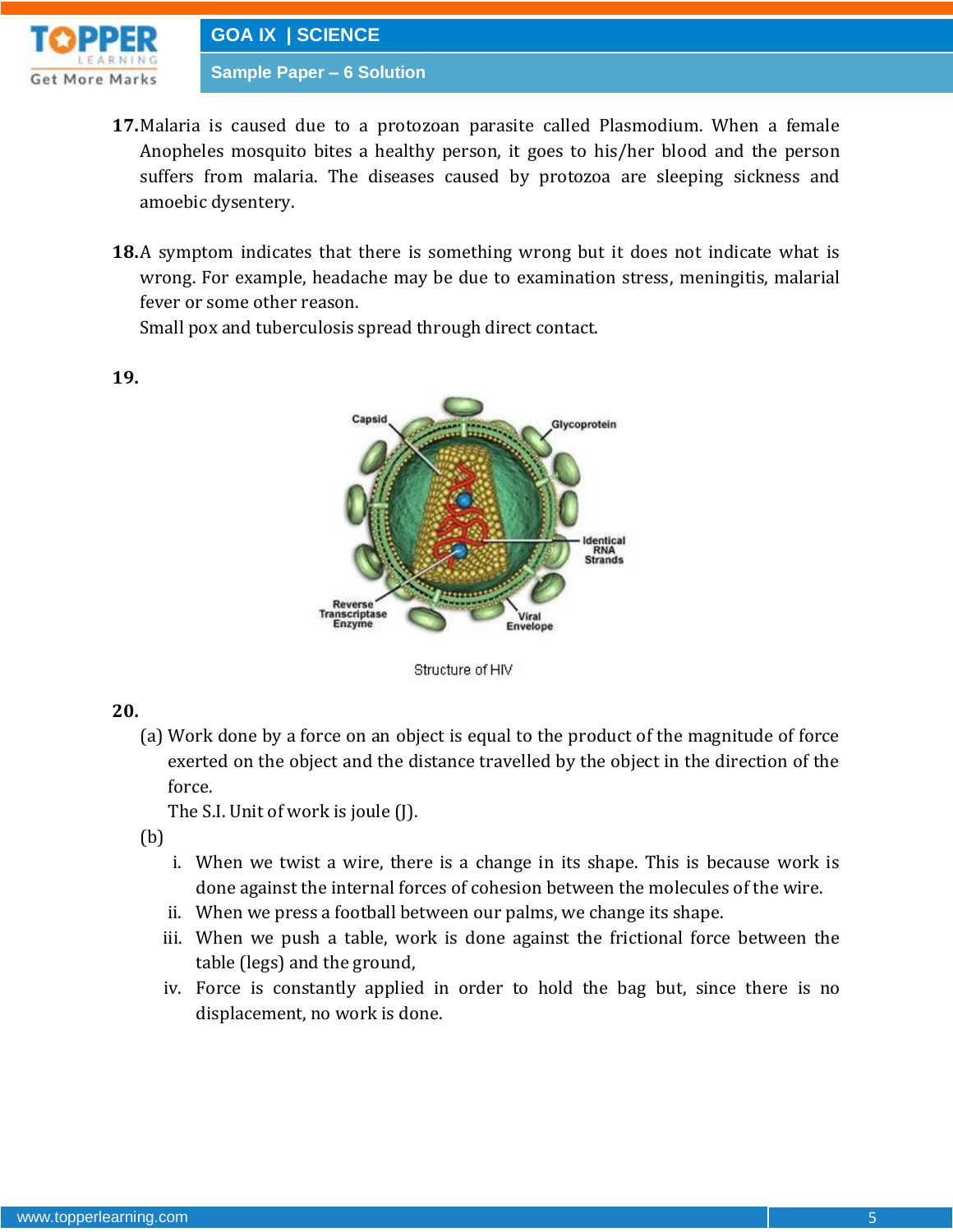**17.** Malaria is caused due to a protozoan parasite called Plasmodium. When a female Anopheles mosquito bites a healthy person, it goes to his/her blood and the person suffers from malaria. The diseases caused by protozoa are sleeping sickness and amoebic dysentery.

**18.** A symptom indicates that there is something wrong but it does not indicate what is wrong. For example, headache may be due to examination stress, meningitis, malarial fever or some other reason.

Small pox and tuberculosis spread through direct contact.

**19.**

Structure of HIV

**20.**

(a) Work done by a force on an object is equal to the product of the magnitude of force exerted on the object and the distance travelled by the object in the direction of the force.

The S.I. Unit of work is joule (J).

(b)

i. When we twist a wire, there is a change in its shape. This is because work is done against the internal forces of cohesion between the molecules of the wire.

ii. When we press a football between our palms, we change its shape.

iii. When we push a table, work is done against the frictional force between the table (legs) and the ground,

iv. Force is constantly applied in order to hold the bag but, since there is no displacement, no work is done.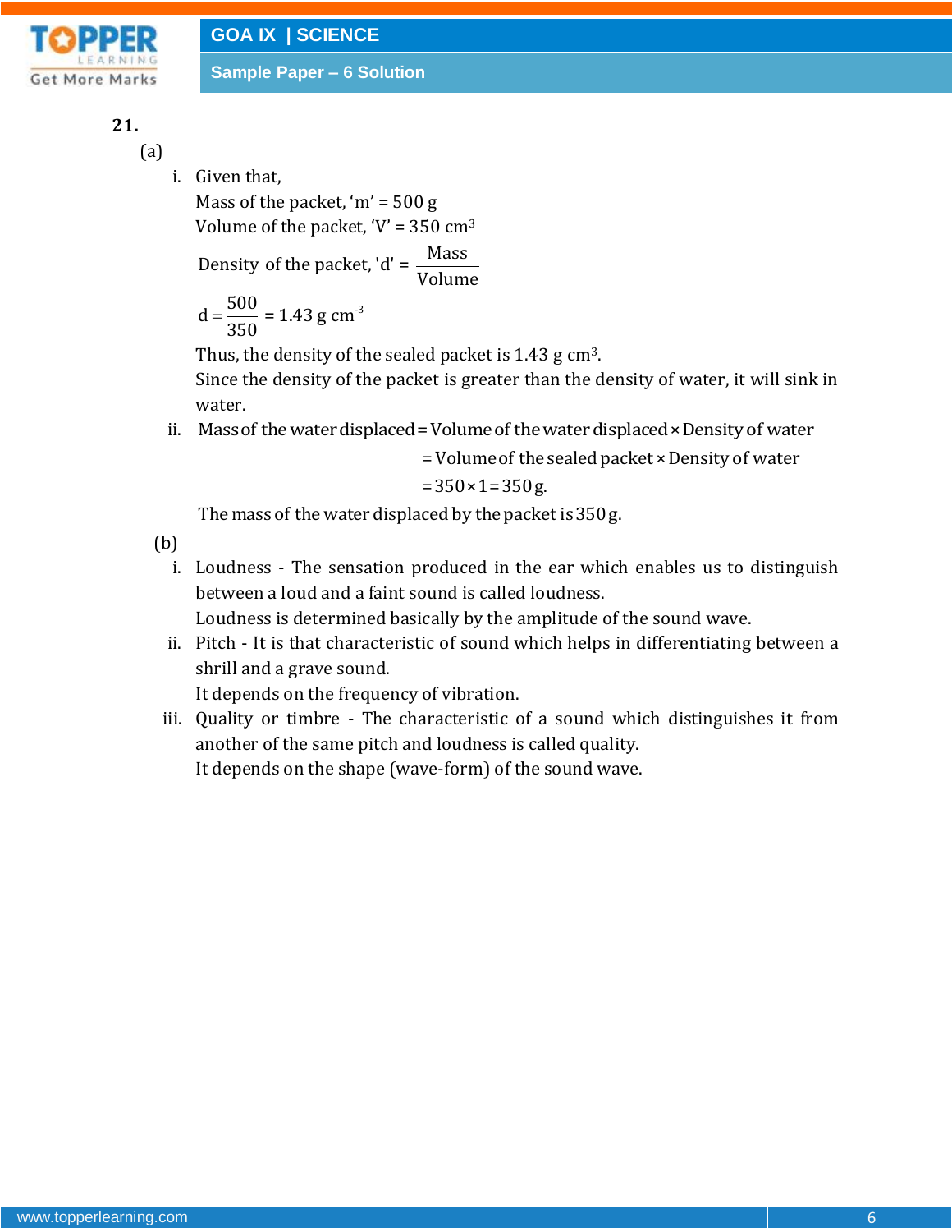**21.**

(a)

i. Given that,
Mass of the packet, 'm' = 500 g
Volume of the packet, 'V' = 350 cm$^3$

$$\text{Density of the packet, 'd'} = \frac{\text{Mass}}{\text{Volume}}$$

$$d = \frac{500}{350} = 1.43 \text{ g cm}^{-3}$$

Thus, the density of the sealed packet is 1.43 g cm$^3$.
Since the density of the packet is greater than the density of water, it will sink in water.

ii. Mass of the water displaced = Volume of the water displaced × Density of water
= Volume of the sealed packet × Density of water
= 350 × 1 = 350 g.

The mass of the water displaced by the packet is 350 g.

(b)

i. Loudness - The sensation produced in the ear which enables us to distinguish between a loud and a faint sound is called loudness.
Loudness is determined basically by the amplitude of the sound wave.

ii. Pitch - It is that characteristic of sound which helps in differentiating between a shrill and a grave sound.
It depends on the frequency of vibration.

iii. Quality or timbre - The characteristic of a sound which distinguishes it from another of the same pitch and loudness is called quality.
It depends on the shape (wave-form) of the sound wave.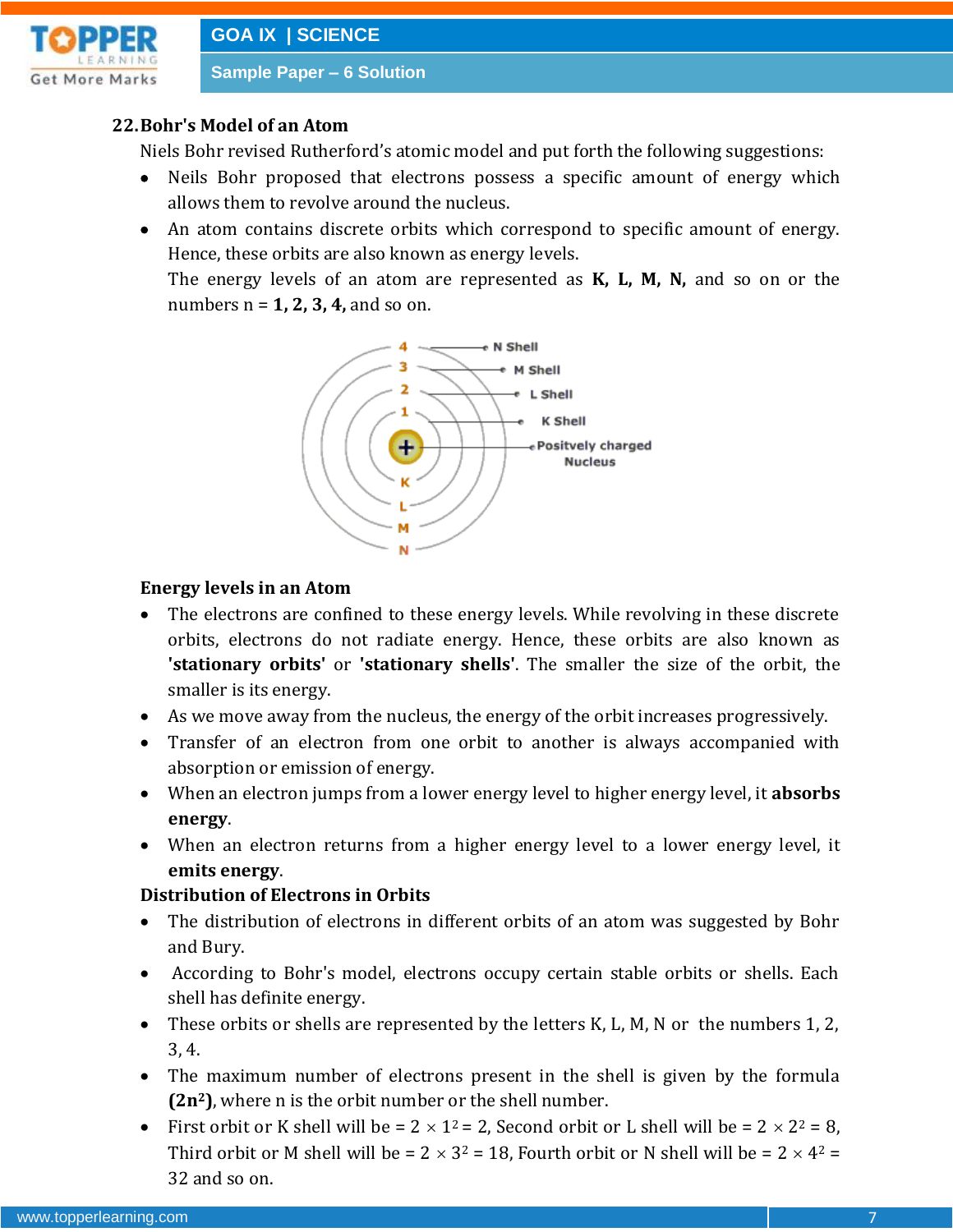**22. Bohr's Model of an Atom**

Niels Bohr revised Rutherford's atomic model and put forth the following suggestions:

- Neils Bohr proposed that electrons possess a specific amount of energy which allows them to revolve around the nucleus.
- An atom contains discrete orbits which correspond to specific amount of energy. Hence, these orbits are also known as energy levels.
  The energy levels of an atom are represented as **K, L, M, N,** and so on or the numbers n = **1, 2, 3, 4,** and so on.

**Energy levels in an Atom**

- The electrons are confined to these energy levels. While revolving in these discrete orbits, electrons do not radiate energy. Hence, these orbits are also known as **'stationary orbits'** or **'stationary shells'**. The smaller the size of the orbit, the smaller is its energy.
- As we move away from the nucleus, the energy of the orbit increases progressively.
- Transfer of an electron from one orbit to another is always accompanied with absorption or emission of energy.
- When an electron jumps from a lower energy level to higher energy level, it **absorbs energy**.
- When an electron returns from a higher energy level to a lower energy level, it **emits energy**.

**Distribution of Electrons in Orbits**

- The distribution of electrons in different orbits of an atom was suggested by Bohr and Bury.
- According to Bohr's model, electrons occupy certain stable orbits or shells. Each shell has definite energy.
- These orbits or shells are represented by the letters K, L, M, N or the numbers 1, 2, 3, 4.
- The maximum number of electrons present in the shell is given by the formula **($2n^2$)**, where n is the orbit number or the shell number.
- First orbit or K shell will be = $2 \times 1^2 = 2$, Second orbit or L shell will be = $2 \times 2^2 = 8$, Third orbit or M shell will be = $2 \times 3^2 = 18$, Fourth orbit or N shell will be = $2 \times 4^2 = 32$ and so on.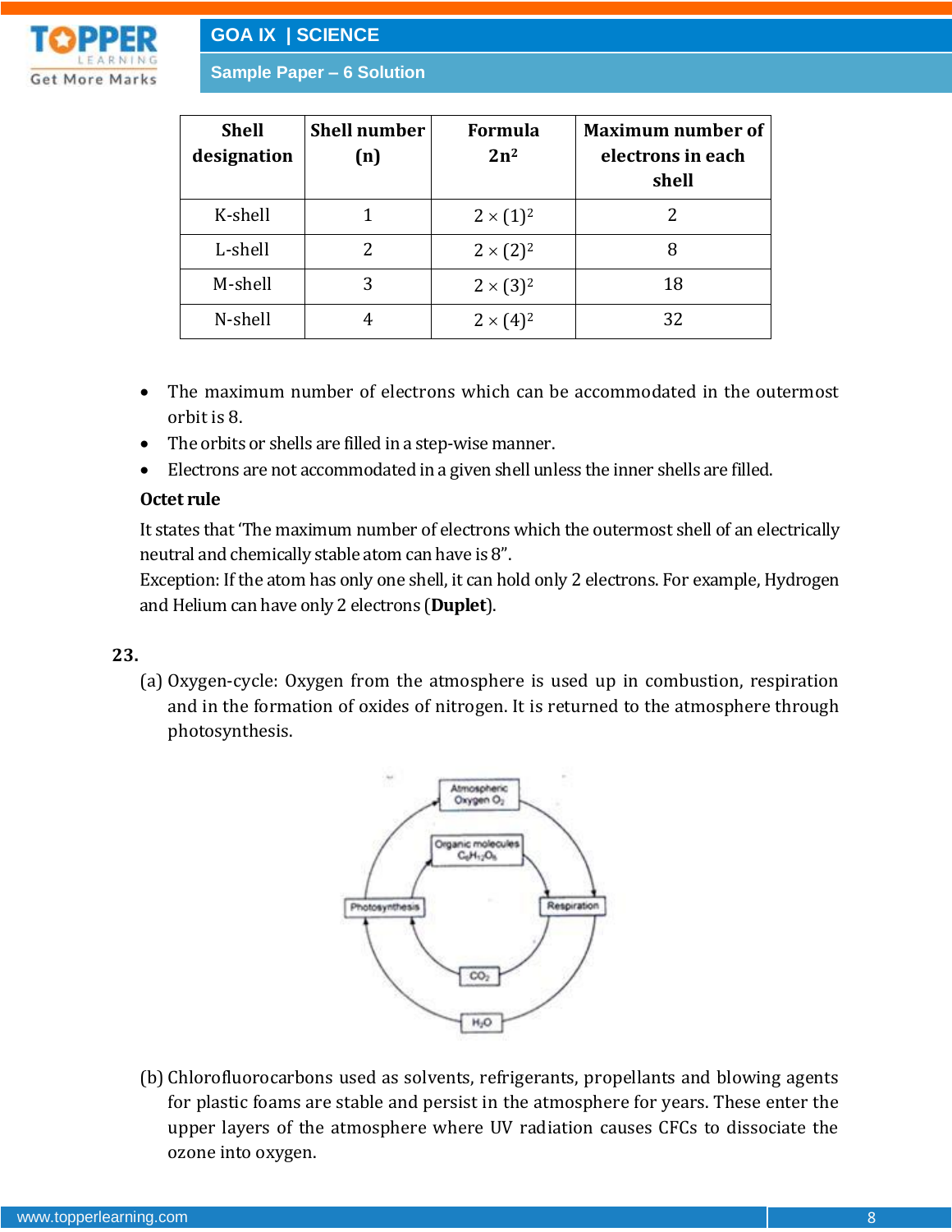| Shell designation | Shell number (n) | Formula $2n^2$ | Maximum number of electrons in each shell |
|---|---|---|---|
| K-shell | 1 | $2 \times (1)^2$ | 2 |
| L-shell | 2 | $2 \times (2)^2$ | 8 |
| M-shell | 3 | $2 \times (3)^2$ | 18 |
| N-shell | 4 | $2 \times (4)^2$ | 32 |

- The maximum number of electrons which can be accommodated in the outermost orbit is 8.
- The orbits or shells are filled in a step-wise manner.
- Electrons are not accommodated in a given shell unless the inner shells are filled.

**Octet rule**

It states that 'The maximum number of electrons which the outermost shell of an electrically neutral and chemically stable atom can have is 8".

Exception: If the atom has only one shell, it can hold only 2 electrons. For example, Hydrogen and Helium can have only 2 electrons (**Duplet**).

**23.**

(a) Oxygen-cycle: Oxygen from the atmosphere is used up in combustion, respiration and in the formation of oxides of nitrogen. It is returned to the atmosphere through photosynthesis.

(b) Chlorofluorocarbons used as solvents, refrigerants, propellants and blowing agents for plastic foams are stable and persist in the atmosphere for years. These enter the upper layers of the atmosphere where UV radiation causes CFCs to dissociate the ozone into oxygen.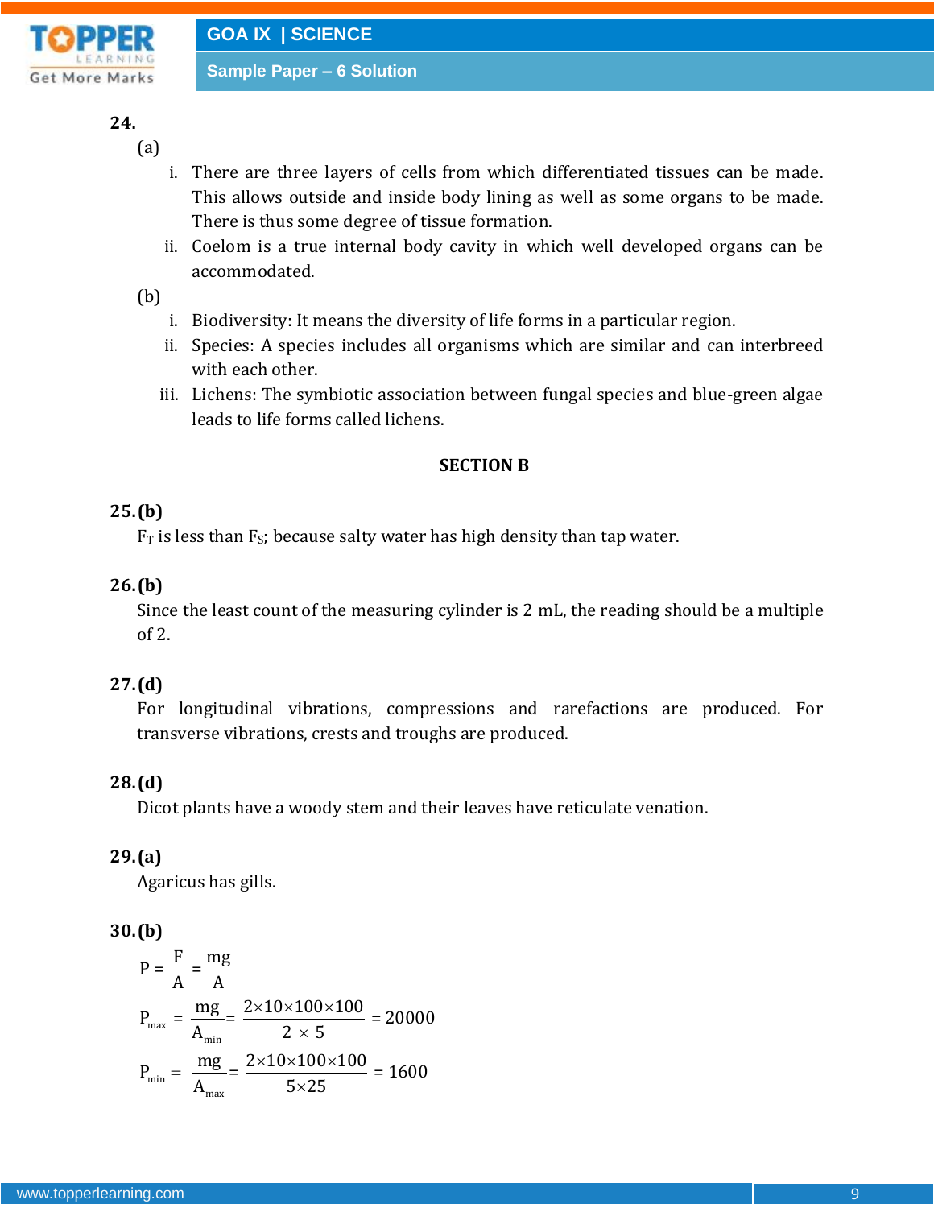**24.**

(a)

i. There are three layers of cells from which differentiated tissues can be made. This allows outside and inside body lining as well as some organs to be made. There is thus some degree of tissue formation.

ii. Coelom is a true internal body cavity in which well developed organs can be accommodated.

(b)

i. Biodiversity: It means the diversity of life forms in a particular region.

ii. Species: A species includes all organisms which are similar and can interbreed with each other.

iii. Lichens: The symbiotic association between fungal species and blue-green algae leads to life forms called lichens.

## SECTION B

**25. (b)**

$F_T$ is less than $F_S$; because salty water has high density than tap water.

**26. (b)**

Since the least count of the measuring cylinder is 2 mL, the reading should be a multiple of 2.

**27. (d)**

For longitudinal vibrations, compressions and rarefactions are produced. For transverse vibrations, crests and troughs are produced.

**28. (d)**

Dicot plants have a woody stem and their leaves have reticulate venation.

**29. (a)**

Agaricus has gills.

**30. (b)**

$$P = \frac{F}{A} = \frac{mg}{A}$$

$$P_{max} = \frac{mg}{A_{min}} = \frac{2\times10\times100\times100}{2 \times 5} = 20000$$

$$P_{min} = \frac{mg}{A_{max}} = \frac{2\times10\times100\times100}{5\times25} = 1600$$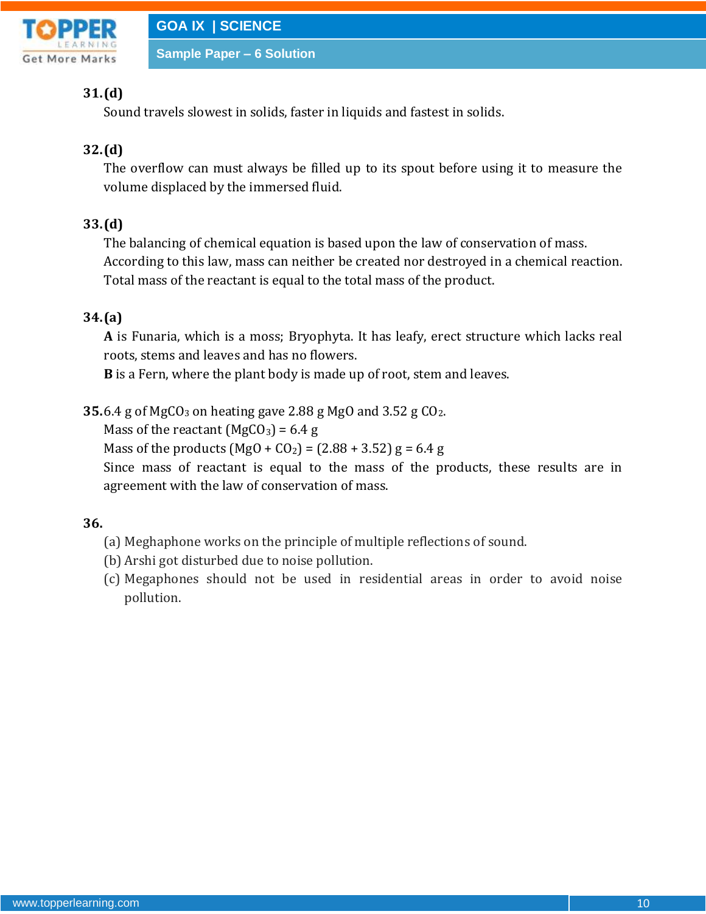**31. (d)**

Sound travels slowest in solids, faster in liquids and fastest in solids.

**32. (d)**

The overflow can must always be filled up to its spout before using it to measure the volume displaced by the immersed fluid.

**33. (d)**

The balancing of chemical equation is based upon the law of conservation of mass. According to this law, mass can neither be created nor destroyed in a chemical reaction. Total mass of the reactant is equal to the total mass of the product.

**34. (a)**

**A** is Funaria, which is a moss; Bryophyta. It has leafy, erect structure which lacks real roots, stems and leaves and has no flowers.

**B** is a Fern, where the plant body is made up of root, stem and leaves.

**35.** 6.4 g of $MgCO_3$ on heating gave 2.88 g MgO and 3.52 g $CO_2$.

Mass of the reactant ($MgCO_3$) = 6.4 g

Mass of the products ($MgO + CO_2$) = (2.88 + 3.52) g = 6.4 g

Since mass of reactant is equal to the mass of the products, these results are in agreement with the law of conservation of mass.

**36.**

(a) Meghaphone works on the principle of multiple reflections of sound.

(b) Arshi got disturbed due to noise pollution.

(c) Megaphones should not be used in residential areas in order to avoid noise pollution.